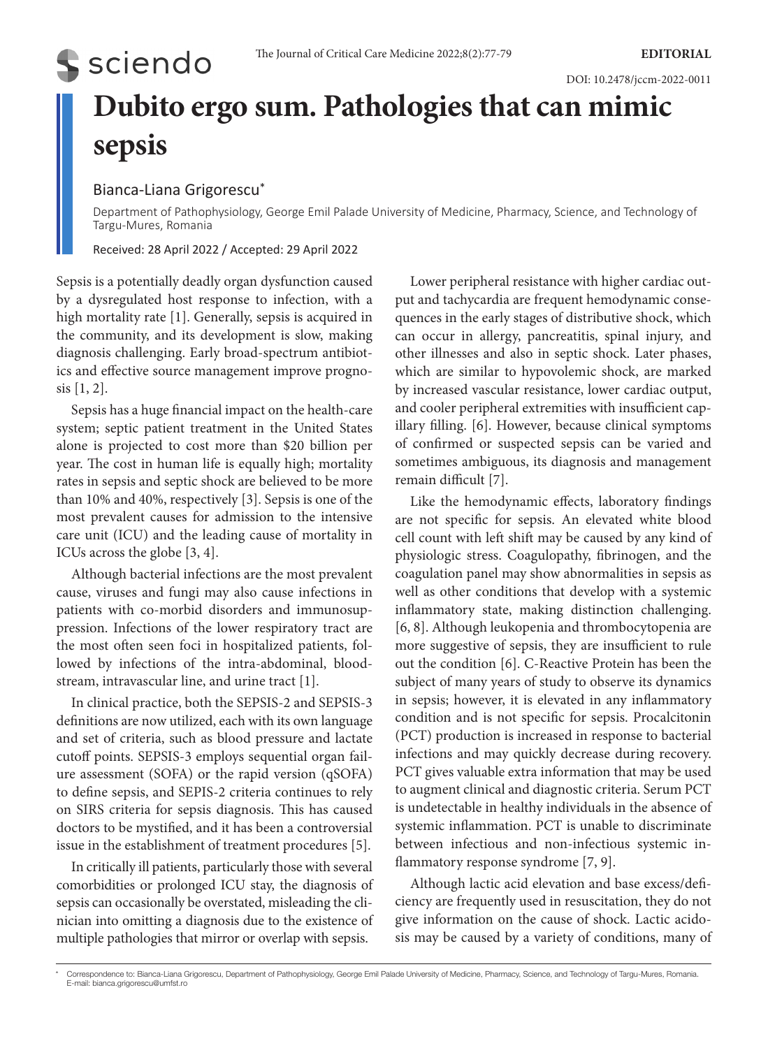EDITORIAL

DOI: 10.2478/jccm-2022-0011

# Dubito ergo sum. Pathologies that can mimic sepsis

Bianca-Liana Grigorescu*

Department of Pathophysiology, George Emil Palade University of Medicine, Pharmacy, Science, and Technology of Targu-Mures, Romania

Received: 28 April 2022 / Accepted: 29 April 2022

Sepsis is a potentially deadly organ dysfunction caused by a dysregulated host response to infection, with a high mortality rate [1]. Generally, sepsis is acquired in the community, and its development is slow, making diagnosis challenging. Early broad-spectrum antibiotics and effective source management improve prognosis [1, 2].

Sepsis has a huge financial impact on the health-care system; septic patient treatment in the United States alone is projected to cost more than $20 billion per year. The cost in human life is equally high; mortality rates in sepsis and septic shock are believed to be more than 10% and 40%, respectively [3]. Sepsis is one of the most prevalent causes for admission to the intensive care unit (ICU) and the leading cause of mortality in ICUs across the globe [3, 4].

Although bacterial infections are the most prevalent cause, viruses and fungi may also cause infections in patients with co-morbid disorders and immunosuppression. Infections of the lower respiratory tract are the most often seen foci in hospitalized patients, followed by infections of the intra-abdominal, bloodstream, intravascular line, and urine tract [1].

In clinical practice, both the SEPSIS-2 and SEPSIS-3 definitions are now utilized, each with its own language and set of criteria, such as blood pressure and lactate cutoff points. SEPSIS-3 employs sequential organ failure assessment (SOFA) or the rapid version (qSOFA) to define sepsis, and SEPIS-2 criteria continues to rely on SIRS criteria for sepsis diagnosis. This has caused doctors to be mystified, and it has been a controversial issue in the establishment of treatment procedures [5].

In critically ill patients, particularly those with several comorbidities or prolonged ICU stay, the diagnosis of sepsis can occasionally be overstated, misleading the clinician into omitting a diagnosis due to the existence of multiple pathologies that mirror or overlap with sepsis.

Lower peripheral resistance with higher cardiac output and tachycardia are frequent hemodynamic consequences in the early stages of distributive shock, which can occur in allergy, pancreatitis, spinal injury, and other illnesses and also in septic shock. Later phases, which are similar to hypovolemic shock, are marked by increased vascular resistance, lower cardiac output, and cooler peripheral extremities with insufficient capillary filling. [6]. However, because clinical symptoms of confirmed or suspected sepsis can be varied and sometimes ambiguous, its diagnosis and management remain difficult [7].

Like the hemodynamic effects, laboratory findings are not specific for sepsis. An elevated white blood cell count with left shift may be caused by any kind of physiologic stress. Coagulopathy, fibrinogen, and the coagulation panel may show abnormalities in sepsis as well as other conditions that develop with a systemic inflammatory state, making distinction challenging. [6, 8]. Although leukopenia and thrombocytopenia are more suggestive of sepsis, they are insufficient to rule out the condition [6]. C-Reactive Protein has been the subject of many years of study to observe its dynamics in sepsis; however, it is elevated in any inflammatory condition and is not specific for sepsis. Procalcitonin (PCT) production is increased in response to bacterial infections and may quickly decrease during recovery. PCT gives valuable extra information that may be used to augment clinical and diagnostic criteria. Serum PCT is undetectable in healthy individuals in the absence of systemic inflammation. PCT is unable to discriminate between infectious and non-infectious systemic inflammatory response syndrome [7, 9].

Although lactic acid elevation and base excess/deficiency are frequently used in resuscitation, they do not give information on the cause of shock. Lactic acidosis may be caused by a variety of conditions, many of

* Correspondence to: Bianca-Liana Grigorescu, Department of Pathophysiology, George Emil Palade University of Medicine, Pharmacy, Science, and Technology of Targu-Mures, Romania. E-mail: bianca.grigorescu@umfst.ro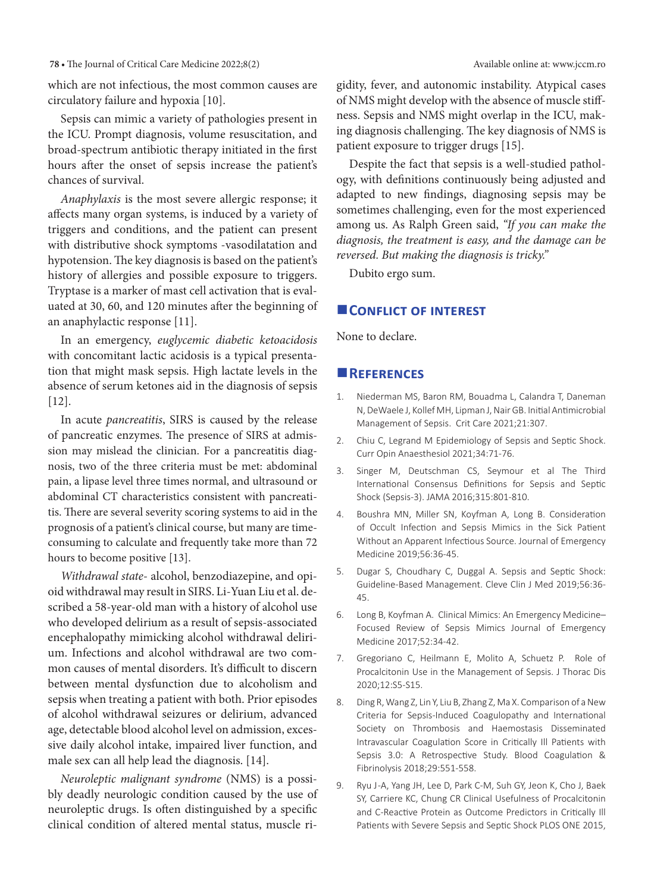which are not infectious, the most common causes are circulatory failure and hypoxia [10].

Sepsis can mimic a variety of pathologies present in the ICU. Prompt diagnosis, volume resuscitation, and broad-spectrum antibiotic therapy initiated in the first hours after the onset of sepsis increase the patient's chances of survival.

*Anaphylaxis* is the most severe allergic response; it affects many organ systems, is induced by a variety of triggers and conditions, and the patient can present with distributive shock symptoms -vasodilatation and hypotension. The key diagnosis is based on the patient's history of allergies and possible exposure to triggers. Tryptase is a marker of mast cell activation that is evaluated at 30, 60, and 120 minutes after the beginning of an anaphylactic response [11].

In an emergency, *euglycemic diabetic ketoacidosis* with concomitant lactic acidosis is a typical presentation that might mask sepsis. High lactate levels in the absence of serum ketones aid in the diagnosis of sepsis [12].

In acute *pancreatitis*, SIRS is caused by the release of pancreatic enzymes. The presence of SIRS at admission may mislead the clinician. For a pancreatitis diagnosis, two of the three criteria must be met: abdominal pain, a lipase level three times normal, and ultrasound or abdominal CT characteristics consistent with pancreatitis. There are several severity scoring systems to aid in the prognosis of a patient's clinical course, but many are time-consuming to calculate and frequently take more than 72 hours to become positive [13].

*Withdrawal state*- alcohol, benzodiazepine, and opioid withdrawal may result in SIRS. Li-Yuan Liu et al. described a 58-year-old man with a history of alcohol use who developed delirium as a result of sepsis-associated encephalopathy mimicking alcohol withdrawal delirium. Infections and alcohol withdrawal are two common causes of mental disorders. It's difficult to discern between mental dysfunction due to alcoholism and sepsis when treating a patient with both. Prior episodes of alcohol withdrawal seizures or delirium, advanced age, detectable blood alcohol level on admission, excessive daily alcohol intake, impaired liver function, and male sex can all help lead the diagnosis. [14].

*Neuroleptic malignant syndrome* (NMS) is a possibly deadly neurologic condition caused by the use of neuroleptic drugs. Is often distinguished by a specific clinical condition of altered mental status, muscle rigidity, fever, and autonomic instability. Atypical cases of NMS might develop with the absence of muscle stiffness. Sepsis and NMS might overlap in the ICU, making diagnosis challenging. The key diagnosis of NMS is patient exposure to trigger drugs [15].

Despite the fact that sepsis is a well-studied pathology, with definitions continuously being adjusted and adapted to new findings, diagnosing sepsis may be sometimes challenging, even for the most experienced among us. As Ralph Green said, *"If you can make the diagnosis, the treatment is easy, and the damage can be reversed. But making the diagnosis is tricky."*

Dubito ergo sum.

## Conflict of interest

None to declare.

## References

1. Niederman MS, Baron RM, Bouadma L, Calandra T, Daneman N, DeWaele J, Kollef MH, Lipman J, Nair GB. Initial Antimicrobial Management of Sepsis. Crit Care 2021;21:307.
2. Chiu C, Legrand M Epidemiology of Sepsis and Septic Shock. Curr Opin Anaesthesiol 2021;34:71-76.
3. Singer M, Deutschman CS, Seymour et al The Third International Consensus Definitions for Sepsis and Septic Shock (Sepsis-3). JAMA 2016;315:801-810.
4. Boushra MN, Miller SN, Koyfman A, Long B. Consideration of Occult Infection and Sepsis Mimics in the Sick Patient Without an Apparent Infectious Source. Journal of Emergency Medicine 2019;56:36-45.
5. Dugar S, Choudhary C, Duggal A. Sepsis and Septic Shock: Guideline-Based Management. Cleve Clin J Med 2019;56:36-45.
6. Long B, Koyfman A. Clinical Mimics: An Emergency Medicine–Focused Review of Sepsis Mimics Journal of Emergency Medicine 2017;52:34-42.
7. Gregoriano C, Heilmann E, Molito A, Schuetz P. Role of Procalcitonin Use in the Management of Sepsis. J Thorac Dis 2020;12:S5-S15.
8. Ding R, Wang Z, Lin Y, Liu B, Zhang Z, Ma X. Comparison of a New Criteria for Sepsis-Induced Coagulopathy and International Society on Thrombosis and Haemostasis Disseminated Intravascular Coagulation Score in Critically Ill Patients with Sepsis 3.0: A Retrospective Study. Blood Coagulation & Fibrinolysis 2018;29:551-558.
9. Ryu J-A, Yang JH, Lee D, Park C-M, Suh GY, Jeon K, Cho J, Baek SY, Carriere KC, Chung CR Clinical Usefulness of Procalcitonin and C-Reactive Protein as Outcome Predictors in Critically Ill Patients with Severe Sepsis and Septic Shock PLOS ONE 2015,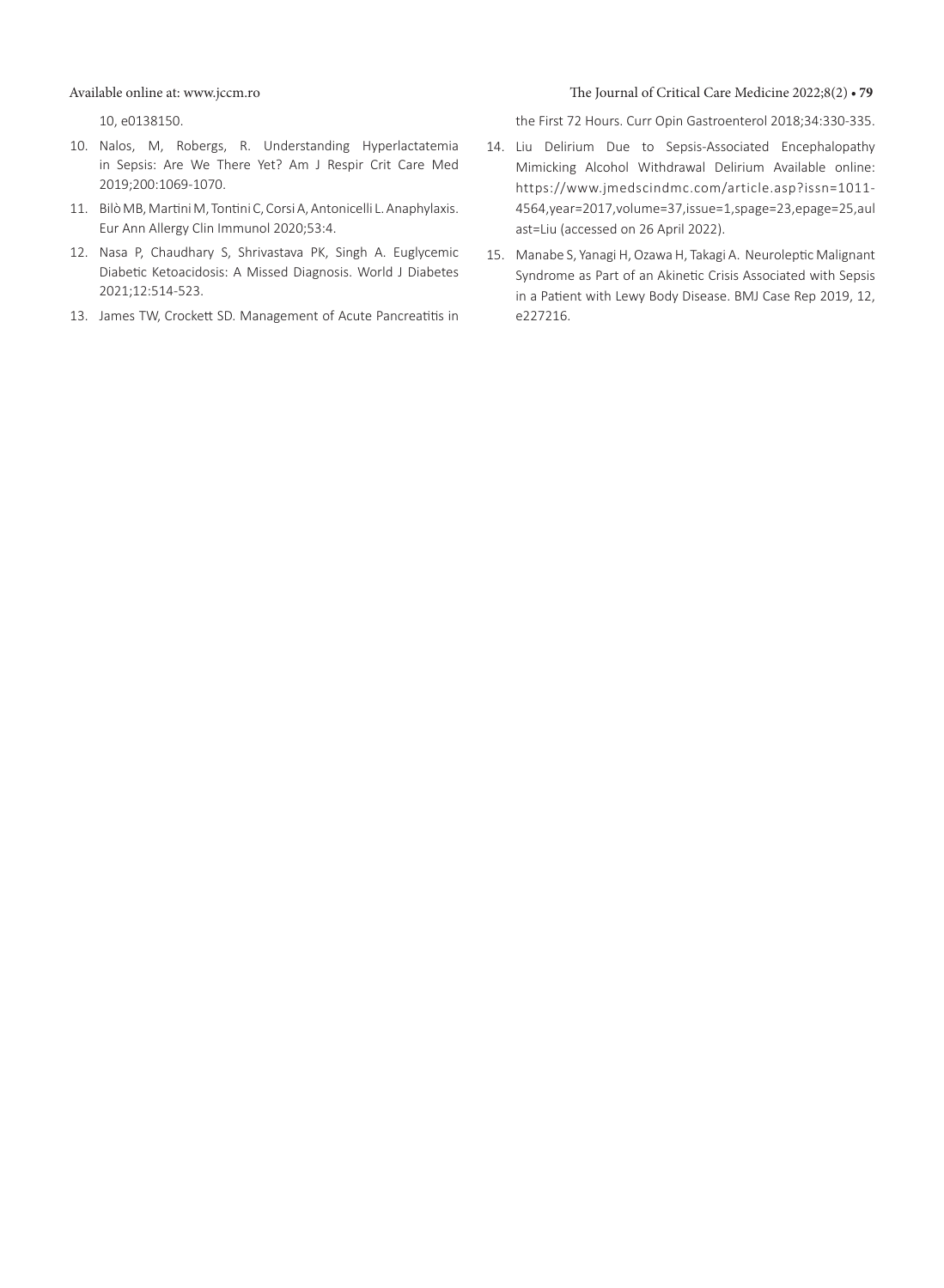10, e0138150.

10. Nalos, M, Robergs, R. Understanding Hyperlactatemia in Sepsis: Are We There Yet? Am J Respir Crit Care Med 2019;200:1069-1070.
11. Bilò MB, Martini M, Tontini C, Corsi A, Antonicelli L. Anaphylaxis. Eur Ann Allergy Clin Immunol 2020;53:4.
12. Nasa P, Chaudhary S, Shrivastava PK, Singh A. Euglycemic Diabetic Ketoacidosis: A Missed Diagnosis. World J Diabetes 2021;12:514-523.
13. James TW, Crockett SD. Management of Acute Pancreatitis in the First 72 Hours. Curr Opin Gastroenterol 2018;34:330-335.
14. Liu Delirium Due to Sepsis-Associated Encephalopathy Mimicking Alcohol Withdrawal Delirium Available online: https://www.jmedscindmc.com/article.asp?issn=1011-4564,year=2017,volume=37,issue=1,spage=23,epage=25,aulast=Liu (accessed on 26 April 2022).
15. Manabe S, Yanagi H, Ozawa H, Takagi A. Neuroleptic Malignant Syndrome as Part of an Akinetic Crisis Associated with Sepsis in a Patient with Lewy Body Disease. BMJ Case Rep 2019, 12, e227216.